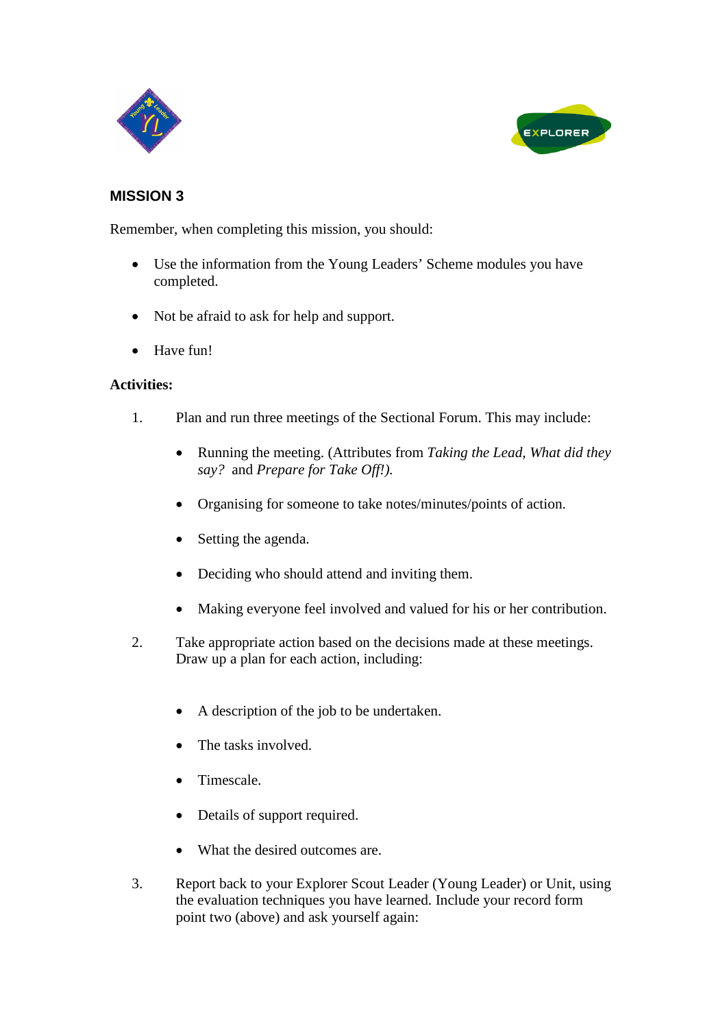## MISSION 3

Remember, when completing this mission, you should:

- Use the information from the Young Leaders' Scheme modules you have completed.
- Not be afraid to ask for help and support.
- Have fun!

**Activities:**

1. Plan and run three meetings of the Sectional Forum. This may include:

   - Running the meeting. (Attributes from *Taking the Lead, What did they say?* and *Prepare for Take Off!).*
   - Organising for someone to take notes/minutes/points of action.
   - Setting the agenda.
   - Deciding who should attend and inviting them.
   - Making everyone feel involved and valued for his or her contribution.

2. Take appropriate action based on the decisions made at these meetings. Draw up a plan for each action, including:

   - A description of the job to be undertaken.
   - The tasks involved.
   - Timescale.
   - Details of support required.
   - What the desired outcomes are.

3. Report back to your Explorer Scout Leader (Young Leader) or Unit, using the evaluation techniques you have learned. Include your record form point two (above) and ask yourself again: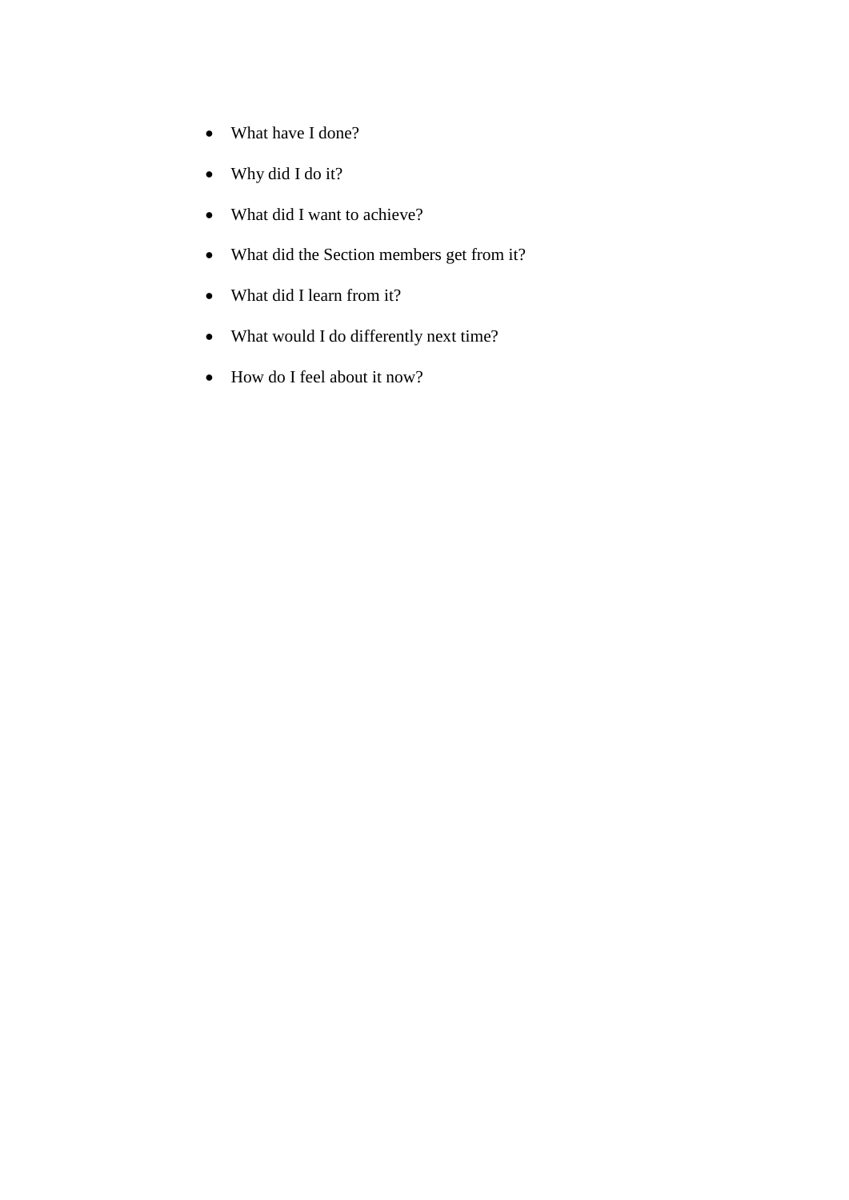- What have I done?
- Why did I do it?
- What did I want to achieve?
- What did the Section members get from it?
- What did I learn from it?
- What would I do differently next time?
- How do I feel about it now?